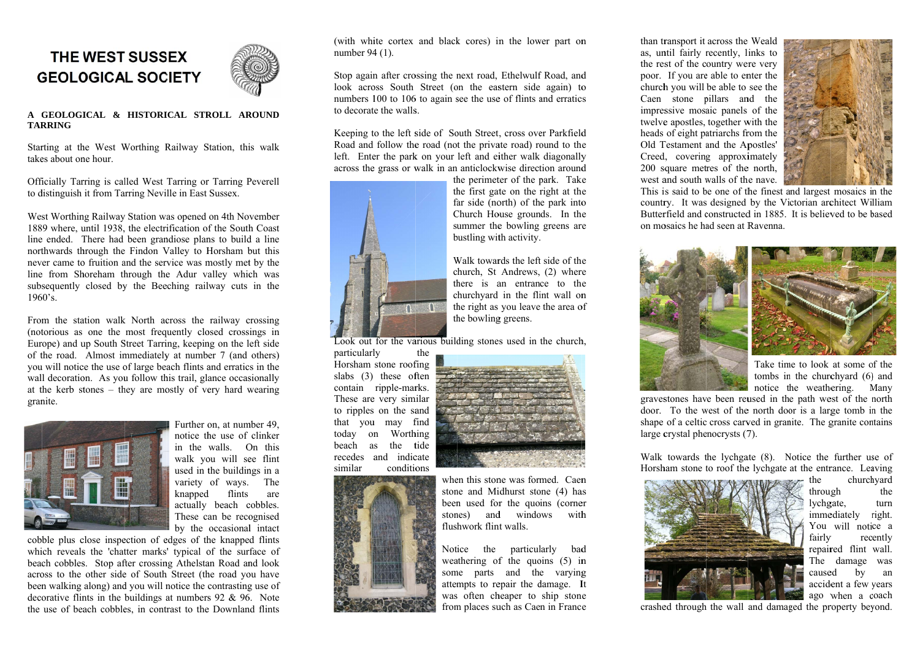# THE WEST SUSSEX GEOLOGICAL SOCIETY

**A GEOLOGICAL & HISTORICAL STROLL AROUND TARRING**

Starting at the West Worthing Railway Station, this walk takes about one hour.

Officially Tarring is called West Tarring or Tarring Peverell to distinguish it from Tarring Neville in East Sussex.

West Worthing Railway Station was opened on 4th November 1889 where, until 1938, the electrification of the South Coast line ended. There had been grandiose plans to build a line northwards through the Findon Valley to Horsham but this never came to fruition and the service was mostly met by the line from Shoreham through the Adur valley which was subsequently closed by the Beeching railway cuts in the 1960's.

From the station walk North across the railway crossing (notorious as one the most frequently closed crossings in Europe) and up South Street Tarring, keeping on the left side of the road. Almost immediately at number 7 (and others) you will notice the use of large beach flints and erratics in the wall decoration. As you follow this trail, glance occasionally at the kerb stones – they are mostly of very hard wearing granite.

Further on, at number 49, notice the use of clinker in the walls. On this walk you will see flint used in the buildings in a variety of ways. The knapped flints are actually beach cobbles. These can be recognised by the occasional intact cobble plus close inspection of edges of the knapped flints which reveals the 'chatter marks' typical of the surface of beach cobbles. Stop after crossing Athelstan Road and look across to the other side of South Street (the road you have been walking along) and you will notice the contrasting use of decorative flints in the buildings at numbers 92 & 96. Note the use of beach cobbles, in contrast to the Downland flints (with white cortex and black cores) in the lower part on number 94 (1).

Stop again after crossing the next road, Ethelwulf Road, and look across South Street (on the eastern side again) to numbers 100 to 106 to again see the use of flints and erratics to decorate the walls.

Keeping to the left side of South Street, cross over Parkfield Road and follow the road (not the private road) round to the left. Enter the park on your left and either walk diagonally across the grass or walk in an anticlockwise direction around the perimeter of the park. Take the first gate on the right at the far side (north) of the park into Church House grounds. In the summer the bowling greens are bustling with activity.

Walk towards the left side of the church, St Andrews, (2) where there is an entrance to the churchyard in the flint wall on the right as you leave the area of the bowling greens.

Look out for the various building stones used in the church, particularly the Horsham stone roofing slabs (3) these often contain ripple-marks. These are very similar to ripples on the sand that you may find today on Worthing beach as the tide recedes and indicate similar conditions when this stone was formed. Caen stone and Midhurst stone (4) has been used for the quoins (corner stones) and windows with flushwork flint walls.

Notice the particularly bad weathering of the quoins (5) in some parts and the varying attempts to repair the damage. It was often cheaper to ship stone from places such as Caen in France than transport it across the Weald as, until fairly recently, links to the rest of the country were very poor. If you are able to enter the church you will be able to see the Caen stone pillars and the impressive mosaic panels of the twelve apostles, together with the heads of eight patriarchs from the Old Testament and the Apostles' Creed, covering approximately 200 square metres of the north, west and south walls of the nave. This is said to be one of the finest and largest mosaics in the country. It was designed by the Victorian architect William Butterfield and constructed in 1885. It is believed to be based on mosaics he had seen at Ravenna.

Take time to look at some of the tombs in the churchyard (6) and notice the weathering. Many gravestones have been reused in the path west of the north door. To the west of the north door is a large tomb in the shape of a celtic cross carved in granite. The granite contains large crystal phenocrysts (7).

Walk towards the lychgate (8). Notice the further use of Horsham stone to roof the lychgate at the entrance. Leaving the churchyard through the lychgate, turn immediately right. You will notice a fairly recently repaired flint wall. The damage was caused by an accident a few years ago when a coach crashed through the wall and damaged the property beyond.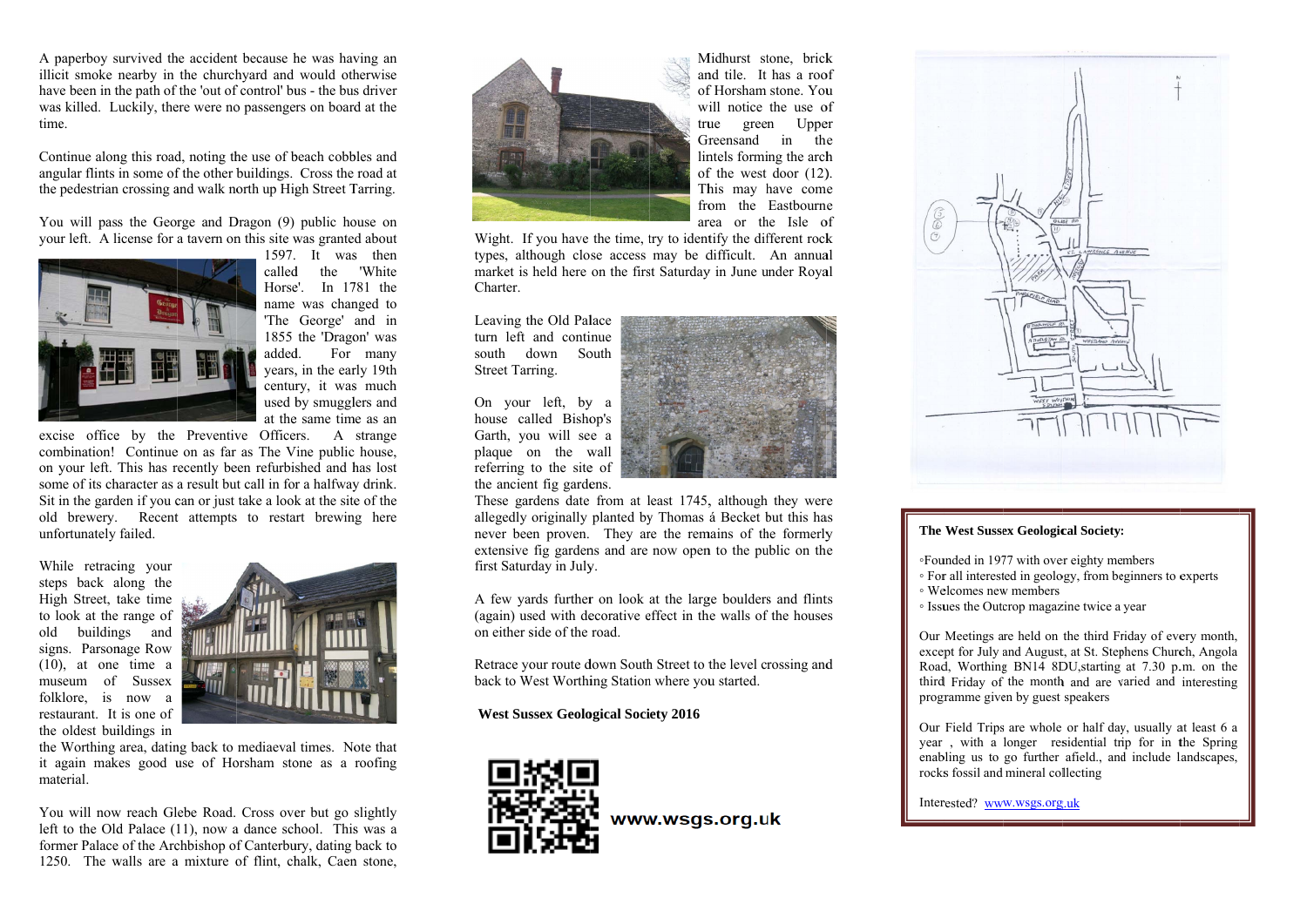A paperboy survived the accident because he was having an illicit smoke nearby in the churchyard and would otherwise have been in the path of the 'out of control' bus - the bus driver was killed. Luckily, there were no passengers on board at the time.

Continue along this road, noting the use of beach cobbles and angular flints in some of the other buildings. Cross the road at the pedestrian crossing and walk north up High Street Tarring.

You will pass the George and Dragon (9) public house on your left. A license for a tavern on this site was granted about 1597. It was then called the 'White Horse'. In 1781 the name was changed to 'The George' and in 1855 the 'Dragon' was added. For many years, in the early 19th century, it was much used by smugglers and at the same time as an excise office by the Preventive Officers. A strange combination! Continue on as far as The Vine public house, on your left. This has recently been refurbished and has lost some of its character as a result but call in for a halfway drink. Sit in the garden if you can or just take a look at the site of the old brewery. Recent attempts to restart brewing here unfortunately failed.

While retracing your steps back along the High Street, take time to look at the range of old buildings and signs. Parsonage Row (10), at one time a museum of Sussex folklore, is now a restaurant. It is one of the oldest buildings in the Worthing area, dating back to mediaeval times. Note that it again makes good use of Horsham stone as a roofing material.

You will now reach Glebe Road. Cross over but go slightly left to the Old Palace (11), now a dance school. This was a former Palace of the Archbishop of Canterbury, dating back to 1250. The walls are a mixture of flint, chalk, Caen stone, Midhurst stone, brick and tile. It has a roof of Horsham stone. You will notice the use of true green Upper Greensand in the lintels forming the arch of the west door (12). This may have come from the Eastbourne area or the Isle of Wight. If you have the time, try to identify the different rock types, although close access may be difficult. An annual market is held here on the first Saturday in June under Royal Charter.

Leaving the Old Palace turn left and continue south down South Street Tarring.

On your left, by a house called Bishop's Garth, you will see a plaque on the wall referring to the site of the ancient fig gardens. These gardens date from at least 1745, although they were allegedly originally planted by Thomas á Becket but this has never been proven. They are the remains of the formerly extensive fig gardens and are now open to the public on the first Saturday in July.

A few yards further on look at the large boulders and flints (again) used with decorative effect in the walls of the houses on either side of the road.

Retrace your route down South Street to the level crossing and back to West Worthing Station where you started.

**West Sussex Geological Society 2016**

www.wsgs.org.uk

**The West Sussex Geological Society:**

- Founded in 1977 with over eighty members
- For all interested in geology, from beginners to experts
- Welcomes new members
- Issues the Outcrop magazine twice a year

Our Meetings are held on the third Friday of every month, except for July and August, at St. Stephens Church, Angola Road, Worthing BN14 8DU,starting at 7.30 p.m. on the third Friday of the month and are varied and interesting programme given by guest speakers

Our Field Trips are whole or half day, usually at least 6 a year , with a longer residential trip for in the Spring enabling us to go further afield., and include landscapes, rocks fossil and mineral collecting

Interested? www.wsgs.org.uk